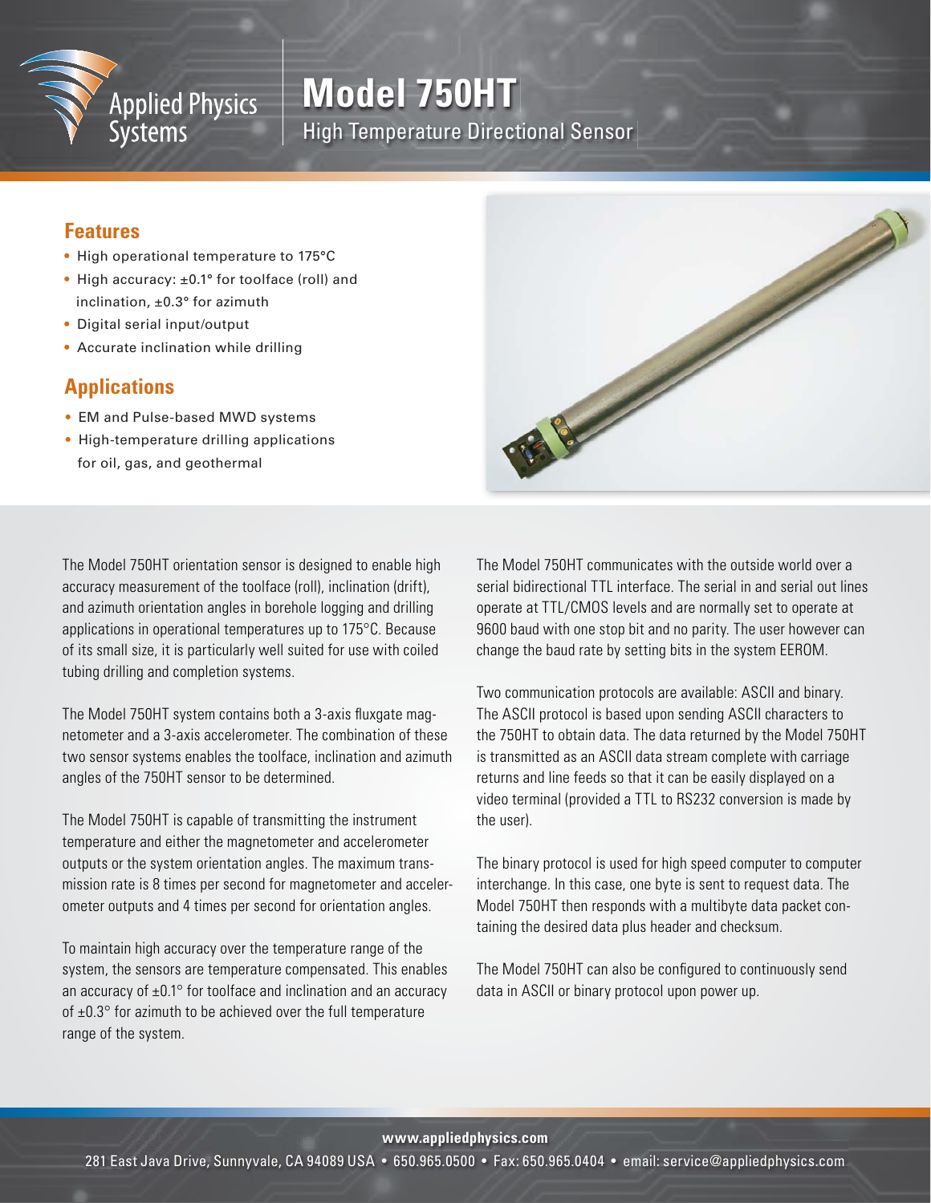Applied Physics Systems

# Model 750HT

## High Temperature Directional Sensor

### Features

- High operational temperature to 175°C
- High accuracy: ±0.1° for toolface (roll) and inclination, ±0.3° for azimuth
- Digital serial input/output
- Accurate inclination while drilling

### Applications

- EM and Pulse-based MWD systems
- High-temperature drilling applications for oil, gas, and geothermal

The Model 750HT orientation sensor is designed to enable high accuracy measurement of the toolface (roll), inclination (drift), and azimuth orientation angles in borehole logging and drilling applications in operational temperatures up to 175°C. Because of its small size, it is particularly well suited for use with coiled tubing drilling and completion systems.

The Model 750HT system contains both a 3-axis fluxgate magnetometer and a 3-axis accelerometer. The combination of these two sensor systems enables the toolface, inclination and azimuth angles of the 750HT sensor to be determined.

The Model 750HT is capable of transmitting the instrument temperature and either the magnetometer and accelerometer outputs or the system orientation angles. The maximum transmission rate is 8 times per second for magnetometer and accelerometer outputs and 4 times per second for orientation angles.

To maintain high accuracy over the temperature range of the system, the sensors are temperature compensated. This enables an accuracy of ±0.1° for toolface and inclination and an accuracy of ±0.3° for azimuth to be achieved over the full temperature range of the system.

The Model 750HT communicates with the outside world over a serial bidirectional TTL interface. The serial in and serial out lines operate at TTL/CMOS levels and are normally set to operate at 9600 baud with one stop bit and no parity. The user however can change the baud rate by setting bits in the system EEROM.

Two communication protocols are available: ASCII and binary. The ASCII protocol is based upon sending ASCII characters to the 750HT to obtain data. The data returned by the Model 750HT is transmitted as an ASCII data stream complete with carriage returns and line feeds so that it can be easily displayed on a video terminal (provided a TTL to RS232 conversion is made by the user).

The binary protocol is used for high speed computer to computer interchange. In this case, one byte is sent to request data. The Model 750HT then responds with a multibyte data packet containing the desired data plus header and checksum.

The Model 750HT can also be configured to continuously send data in ASCII or binary protocol upon power up.

www.appliedphysics.com

281 East Java Drive, Sunnyvale, CA 94089 USA • 650.965.0500 • Fax: 650.965.0404 • email: service@appliedphysics.com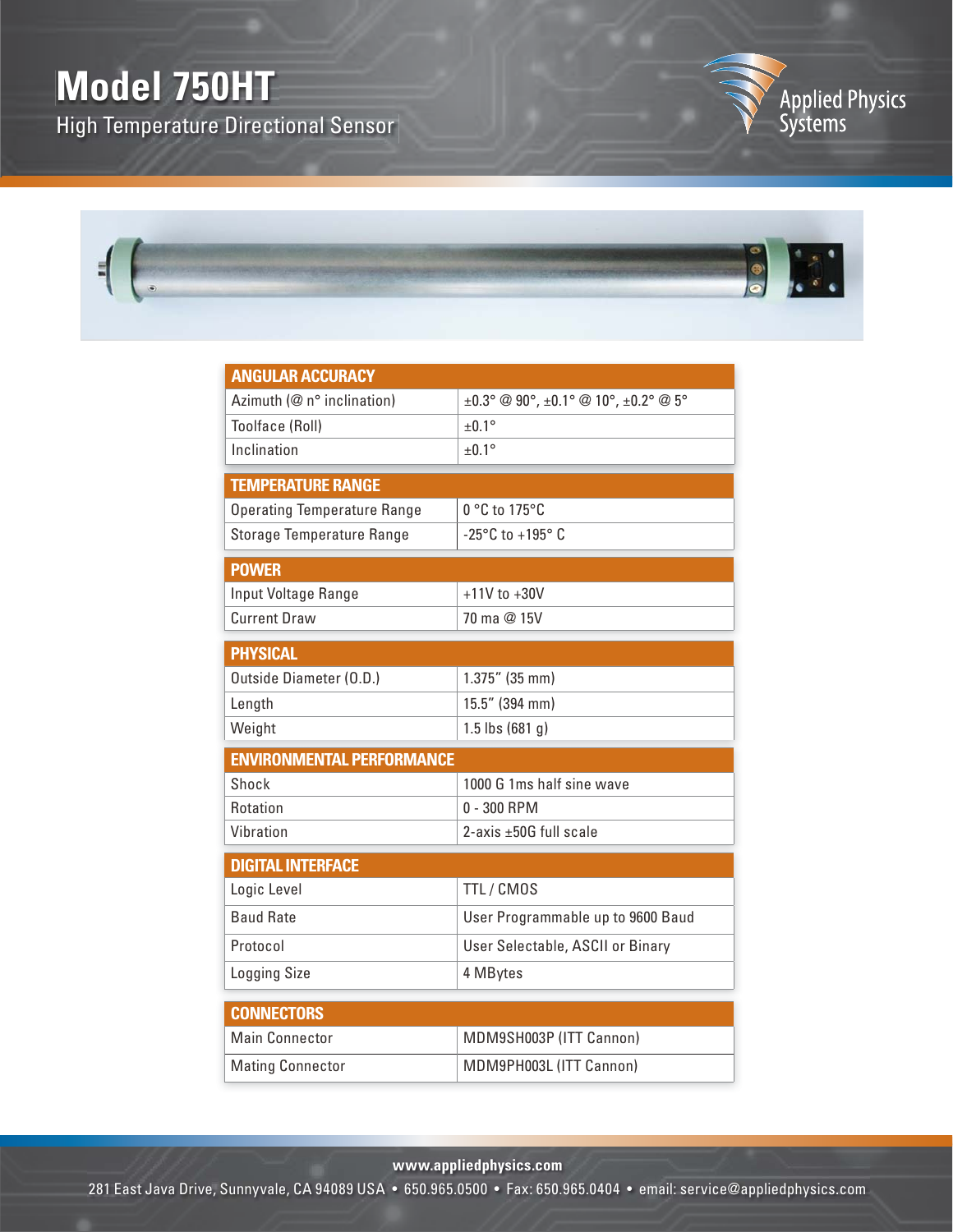# Model 750HT

High Temperature Directional Sensor

Applied Physics Systems

| ANGULAR ACCURACY | |
|---|---|
| Azimuth (@ n° inclination) | ±0.3° @ 90°, ±0.1° @ 10°, ±0.2° @ 5° |
| Toolface (Roll) | ±0.1° |
| Inclination | ±0.1° |

| TEMPERATURE RANGE | |
|---|---|
| Operating Temperature Range | 0 °C to 175°C |
| Storage Temperature Range | -25°C to +195° C |

| POWER | |
|---|---|
| Input Voltage Range | +11V to +30V |
| Current Draw | 70 ma @ 15V |

| PHYSICAL | |
|---|---|
| Outside Diameter (O.D.) | 1.375" (35 mm) |
| Length | 15.5" (394 mm) |
| Weight | 1.5 lbs (681 g) |

| ENVIRONMENTAL PERFORMANCE | |
|---|---|
| Shock | 1000 G 1ms half sine wave |
| Rotation | 0 - 300 RPM |
| Vibration | 2-axis ±50G full scale |

| DIGITAL INTERFACE | |
|---|---|
| Logic Level | TTL / CMOS |
| Baud Rate | User Programmable up to 9600 Baud |
| Protocol | User Selectable, ASCII or Binary |
| Logging Size | 4 MBytes |

| CONNECTORS | |
|---|---|
| Main Connector | MDM9SH003P (ITT Cannon) |
| Mating Connector | MDM9PH003L (ITT Cannon) |

www.appliedphysics.com

281 East Java Drive, Sunnyvale, CA 94089 USA • 650.965.0500 • Fax: 650.965.0404 • email: service@appliedphysics.com